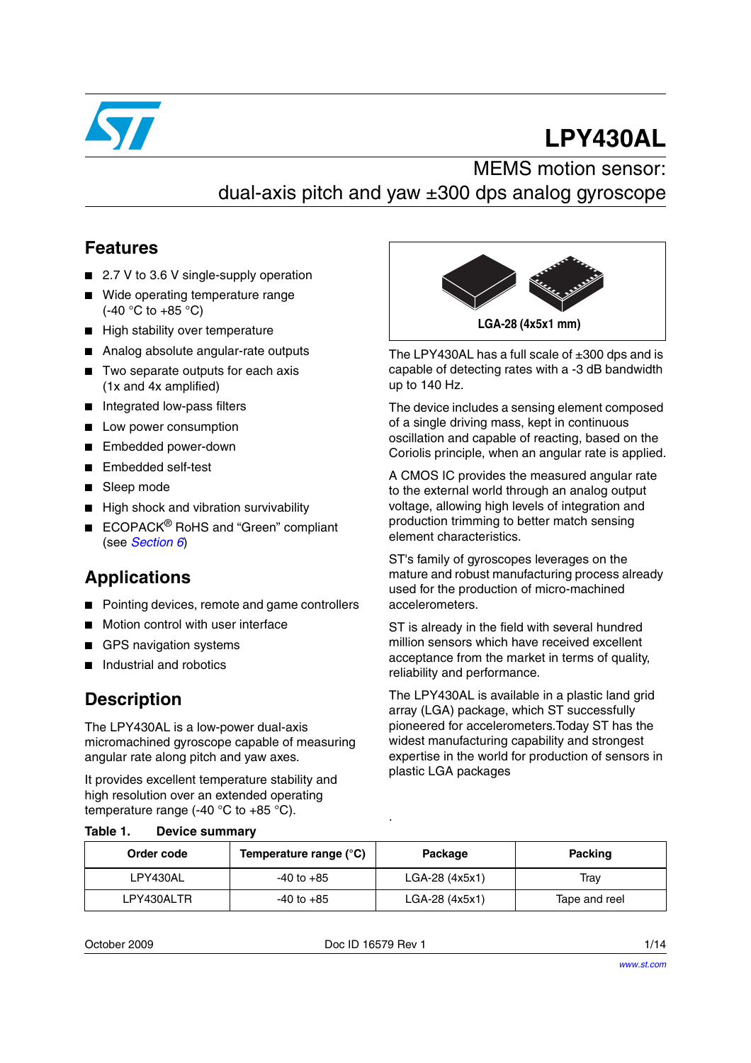# LPY430AL

## MEMS motion sensor: dual-axis pitch and yaw ±300 dps analog gyroscope

## Features

- 2.7 V to 3.6 V single-supply operation
- Wide operating temperature range (-40 °C to +85 °C)
- High stability over temperature
- Analog absolute angular-rate outputs
- Two separate outputs for each axis (1x and 4x amplified)
- Integrated low-pass filters
- Low power consumption
- Embedded power-down
- Embedded self-test
- Sleep mode
- High shock and vibration survivability
- ECOPACK® RoHS and “Green” compliant (see *Section 6*)

## Applications

- Pointing devices, remote and game controllers
- Motion control with user interface
- GPS navigation systems
- Industrial and robotics

## Description

The LPY430AL is a low-power dual-axis micromachined gyroscope capable of measuring angular rate along pitch and yaw axes.

It provides excellent temperature stability and high resolution over an extended operating temperature range (-40 °C to +85 °C).

LGA-28 (4x5x1 mm)

The LPY430AL has a full scale of ±300 dps and is capable of detecting rates with a -3 dB bandwidth up to 140 Hz.

The device includes a sensing element composed of a single driving mass, kept in continuous oscillation and capable of reacting, based on the Coriolis principle, when an angular rate is applied.

A CMOS IC provides the measured angular rate to the external world through an analog output voltage, allowing high levels of integration and production trimming to better match sensing element characteristics.

ST's family of gyroscopes leverages on the mature and robust manufacturing process already used for the production of micro-machined accelerometers.

ST is already in the field with several hundred million sensors which have received excellent acceptance from the market in terms of quality, reliability and performance.

The LPY430AL is available in a plastic land grid array (LGA) package, which ST successfully pioneered for accelerometers.Today ST has the widest manufacturing capability and strongest expertise in the world for production of sensors in plastic LGA packages

**Table 1. Device summary**

| Order code | Temperature range (°C) | Package | Packing |
|---|---|---|---|
| LPY430AL | -40 to +85 | LGA-28 (4x5x1) | Tray |
| LPY430ALTR | -40 to +85 | LGA-28 (4x5x1) | Tape and reel |

October 2009 Doc ID 16579 Rev 1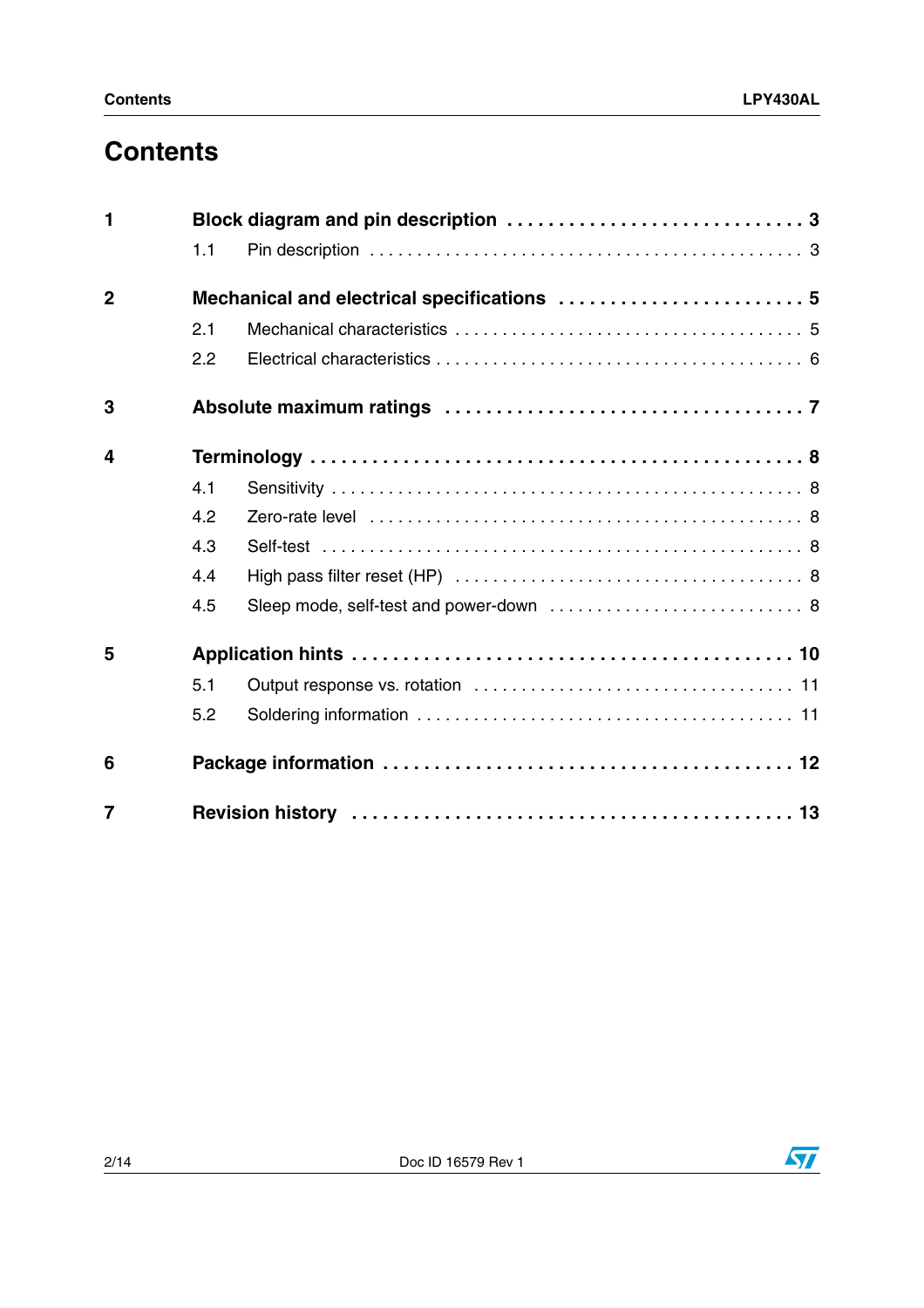# Contents

| | | |
|---|---|---|
| **1** | **Block diagram and pin description** | **3** |
| | 1.1 Pin description | 3 |
| **2** | **Mechanical and electrical specifications** | **5** |
| | 2.1 Mechanical characteristics | 5 |
| | 2.2 Electrical characteristics | 6 |
| **3** | **Absolute maximum ratings** | **7** |
| **4** | **Terminology** | **8** |
| | 4.1 Sensitivity | 8 |
| | 4.2 Zero-rate level | 8 |
| | 4.3 Self-test | 8 |
| | 4.4 High pass filter reset (HP) | 8 |
| | 4.5 Sleep mode, self-test and power-down | 8 |
| **5** | **Application hints** | **10** |
| | 5.1 Output response vs. rotation | 11 |
| | 5.2 Soldering information | 11 |
| **6** | **Package information** | **12** |
| **7** | **Revision history** | **13** |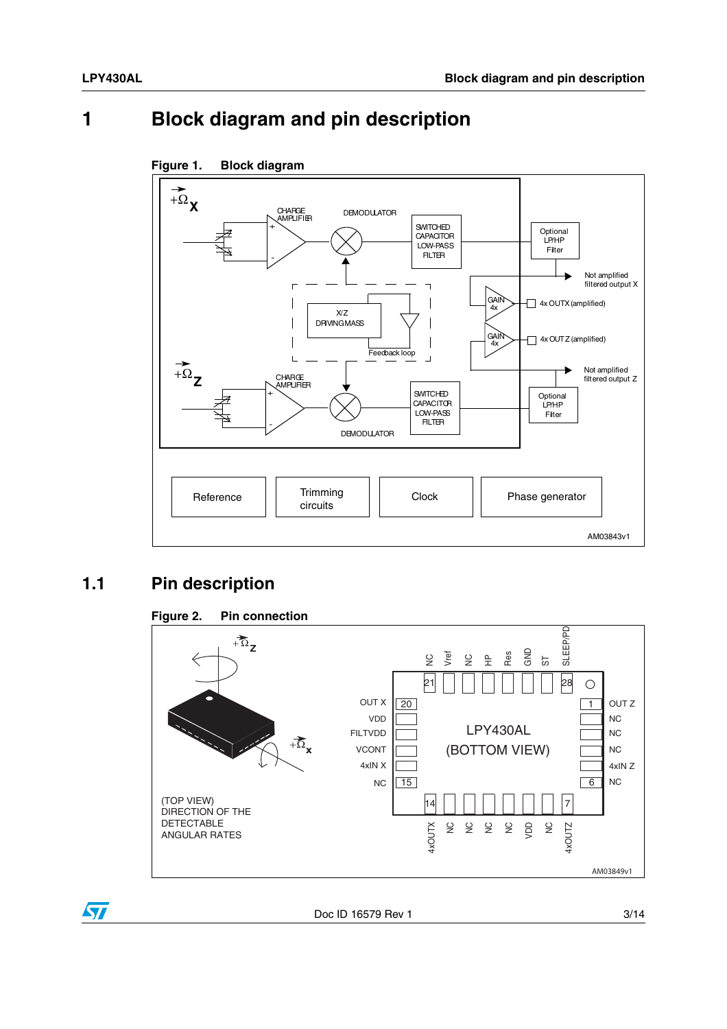# 1 Block diagram and pin description

**Figure 1. Block diagram**

$+\vec{\Omega}_X$

CHARGE AMPLIFIER

DEMODULATOR

SWITCHED CAPACITOR LOW-PASS FILTER

Optional LP/HP Filter

Not amplified filtered output X

GAIN 4x

4x OUTX (amplified)

X/Z DRIVING MASS

Feedback loop

GAIN 4x

4x OUTZ (amplified)

$+\vec{\Omega}_Z$

Not amplified filtered output Z

CHARGE AMPLIFIER

SWITCHED CAPACITOR LOW-PASS FILTER

Optional LP/HP Filter

DEMODULATOR

Reference | Trimming circuits | Clock | Phase generator

AM03843v1

## 1.1 Pin description

**Figure 2. Pin connection**

$+\vec{\Omega}_Z$

$+\vec{\Omega}_X$

(TOP VIEW)
DIRECTION OF THE DETECTABLE ANGULAR RATES

LPY430AL (BOTTOM VIEW)

Top pins (21–28): NC, Vref, NC, HP, Res, GND, ST, SLEEP/PD

Left pins (20–15): OUT X, VDD, FILTVDD, VCONT, 4xIN X, NC

Right pins (1–6): OUT Z, NC, NC, NC, 4xIN Z, NC

Bottom pins (14–7): 4xOUTX, NC, NC, NC, NC, VDD, NC, 4xOUTZ

AM03849v1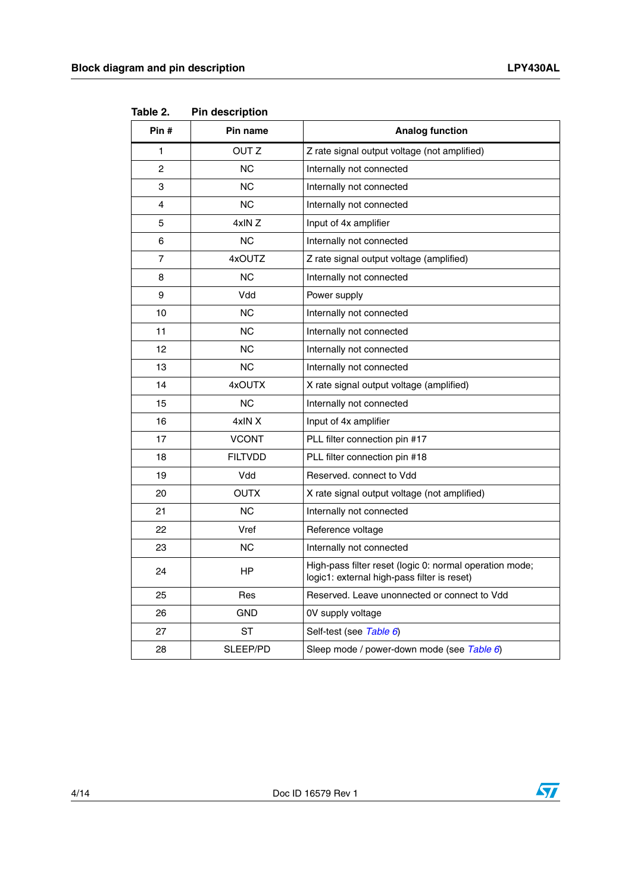Table 2. Pin description

| Pin # | Pin name | Analog function |
|---|---|---|
| 1 | OUT Z | Z rate signal output voltage (not amplified) |
| 2 | NC | Internally not connected |
| 3 | NC | Internally not connected |
| 4 | NC | Internally not connected |
| 5 | 4xIN Z | Input of 4x amplifier |
| 6 | NC | Internally not connected |
| 7 | 4xOUTZ | Z rate signal output voltage (amplified) |
| 8 | NC | Internally not connected |
| 9 | Vdd | Power supply |
| 10 | NC | Internally not connected |
| 11 | NC | Internally not connected |
| 12 | NC | Internally not connected |
| 13 | NC | Internally not connected |
| 14 | 4xOUTX | X rate signal output voltage (amplified) |
| 15 | NC | Internally not connected |
| 16 | 4xIN X | Input of 4x amplifier |
| 17 | VCONT | PLL filter connection pin #17 |
| 18 | FILTVDD | PLL filter connection pin #18 |
| 19 | Vdd | Reserved. connect to Vdd |
| 20 | OUTX | X rate signal output voltage (not amplified) |
| 21 | NC | Internally not connected |
| 22 | Vref | Reference voltage |
| 23 | NC | Internally not connected |
| 24 | HP | High-pass filter reset (logic 0: normal operation mode; logic1: external high-pass filter is reset) |
| 25 | Res | Reserved. Leave unonnected or connect to Vdd |
| 26 | GND | 0V supply voltage |
| 27 | ST | Self-test (see *Table 6*) |
| 28 | SLEEP/PD | Sleep mode / power-down mode (see *Table 6*) |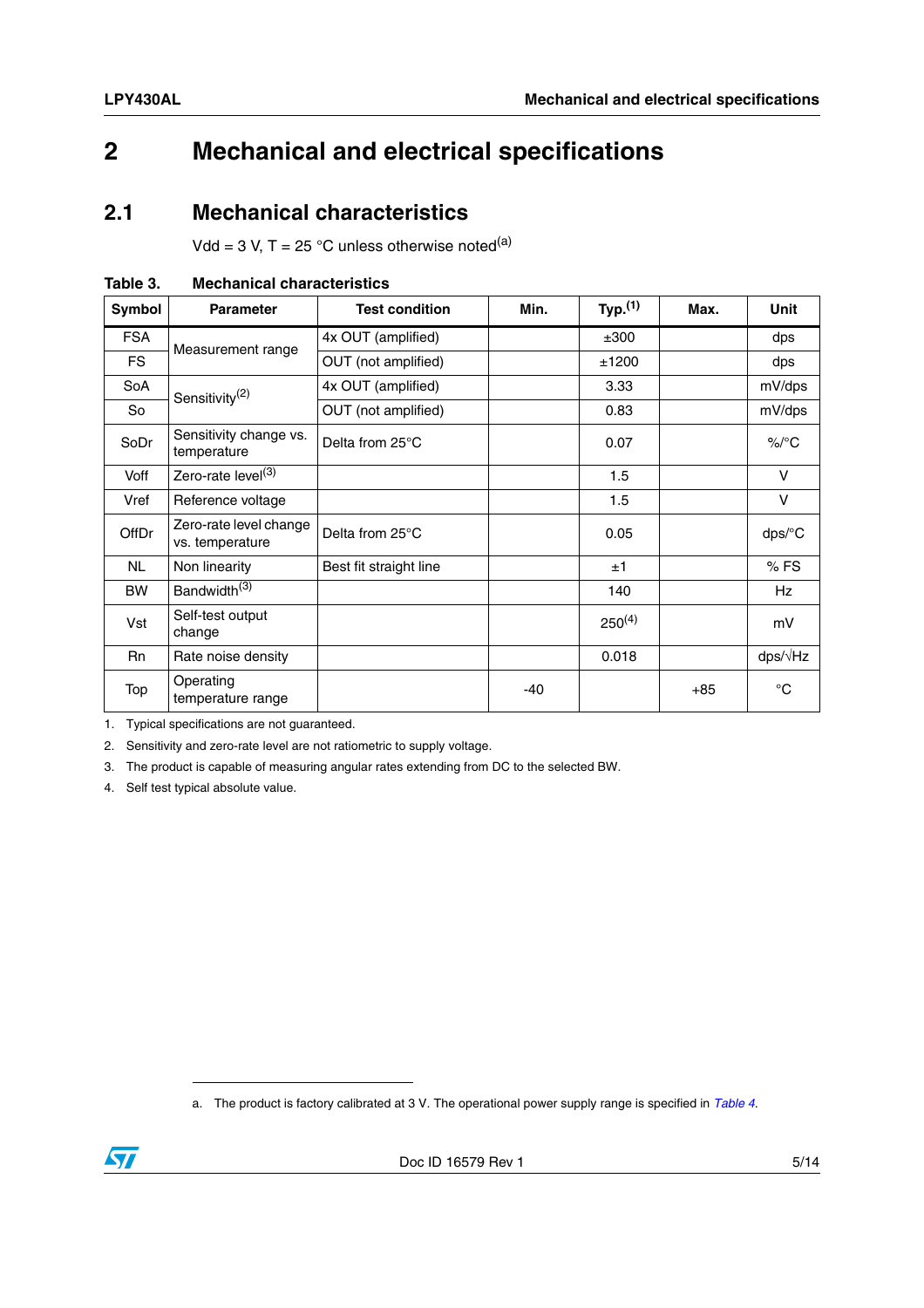# 2 Mechanical and electrical specifications

## 2.1 Mechanical characteristics

Vdd = 3 V, T = 25 °C unless otherwise noted[a]

**Table 3. Mechanical characteristics**

| Symbol | Parameter | Test condition | Min. | Typ.[1] | Max. | Unit |
|---|---|---|---|---|---|---|
| FSA | Measurement range | 4x OUT (amplified) | | ±300 | | dps |
| FS | | OUT (not amplified) | | ±1200 | | dps |
| SoA | Sensitivity[2] | 4x OUT (amplified) | | 3.33 | | mV/dps |
| So | | OUT (not amplified) | | 0.83 | | mV/dps |
| SoDr | Sensitivity change vs. temperature | Delta from 25°C | | 0.07 | | %/°C |
| Voff | Zero-rate level[3] | | | 1.5 | | V |
| Vref | Reference voltage | | | 1.5 | | V |
| OffDr | Zero-rate level change vs. temperature | Delta from 25°C | | 0.05 | | dps/°C |
| NL | Non linearity | Best fit straight line | | ±1 | | % FS |
| BW | Bandwidth[3] | | | 140 | | Hz |
| Vst | Self-test output change | | | 250[4] | | mV |
| Rn | Rate noise density | | | 0.018 | | dps/√Hz |
| Top | Operating temperature range | | -40 | | +85 | °C |

1. Typical specifications are not guaranteed.
2. Sensitivity and zero-rate level are not ratiometric to supply voltage.
3. The product is capable of measuring angular rates extending from DC to the selected BW.
4. Self test typical absolute value.

a. The product is factory calibrated at 3 V. The operational power supply range is specified in *Table 4*.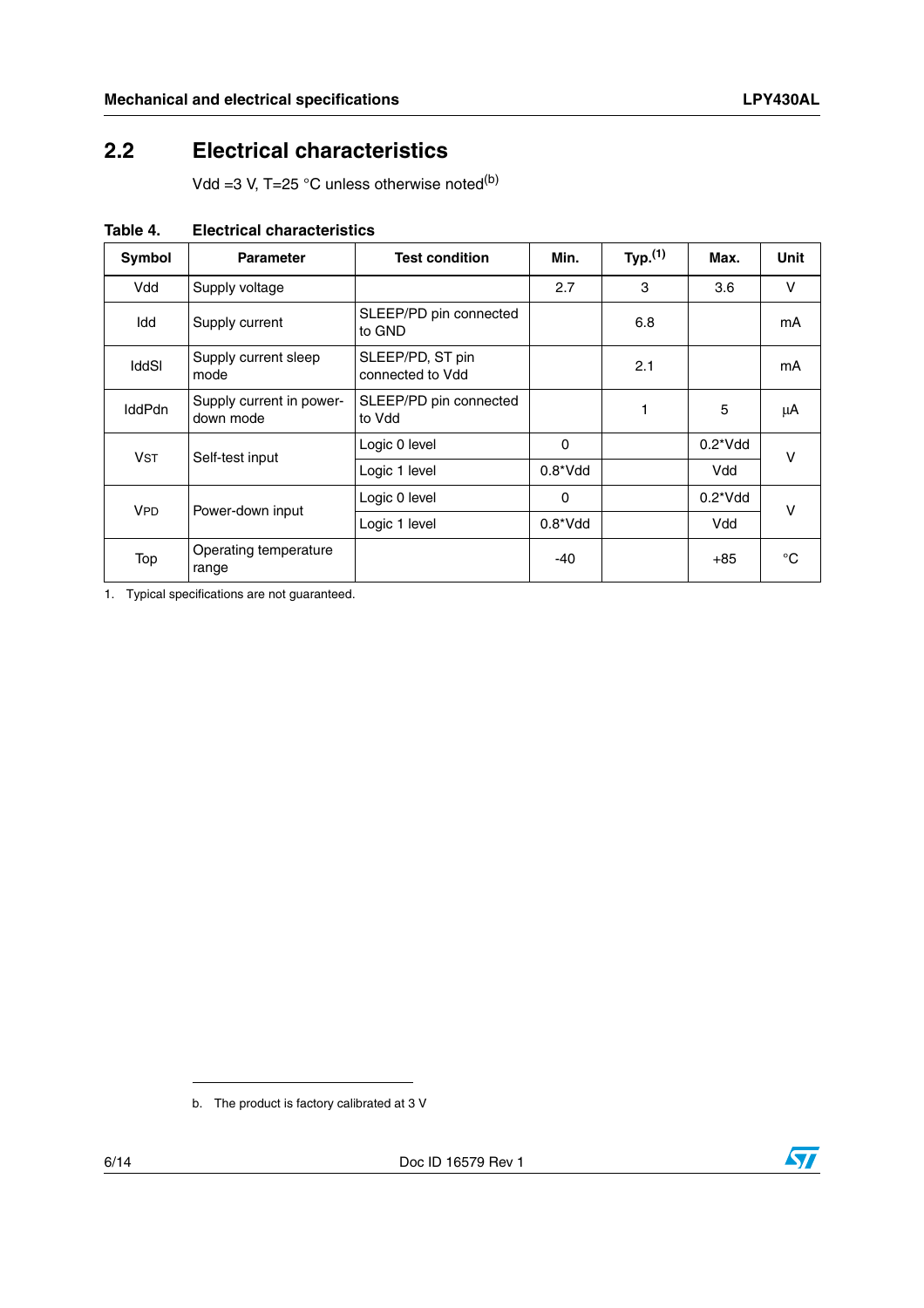## 2.2 Electrical characteristics

Vdd =3 V, T=25 °C unless otherwise noted[b]

**Table 4. Electrical characteristics**

| Symbol | Parameter | Test condition | Min. | Typ.[1] | Max. | Unit |
|---|---|---|---|---|---|---|
| Vdd | Supply voltage | | 2.7 | 3 | 3.6 | V |
| Idd | Supply current | SLEEP/PD pin connected to GND | | 6.8 | | mA |
| IddSl | Supply current sleep mode | SLEEP/PD, ST pin connected to Vdd | | 2.1 | | mA |
| IddPdn | Supply current in power-down mode | SLEEP/PD pin connected to Vdd | | 1 | 5 | µA |
| $V_{ST}$ | Self-test input | Logic 0 level | 0 | | 0.2*Vdd | V |
| | | Logic 1 level | 0.8*Vdd | | Vdd | |
| $V_{PD}$ | Power-down input | Logic 0 level | 0 | | 0.2*Vdd | V |
| | | Logic 1 level | 0.8*Vdd | | Vdd | |
| Top | Operating temperature range | | -40 | | +85 | °C |

1. Typical specifications are not guaranteed.

b. The product is factory calibrated at 3 V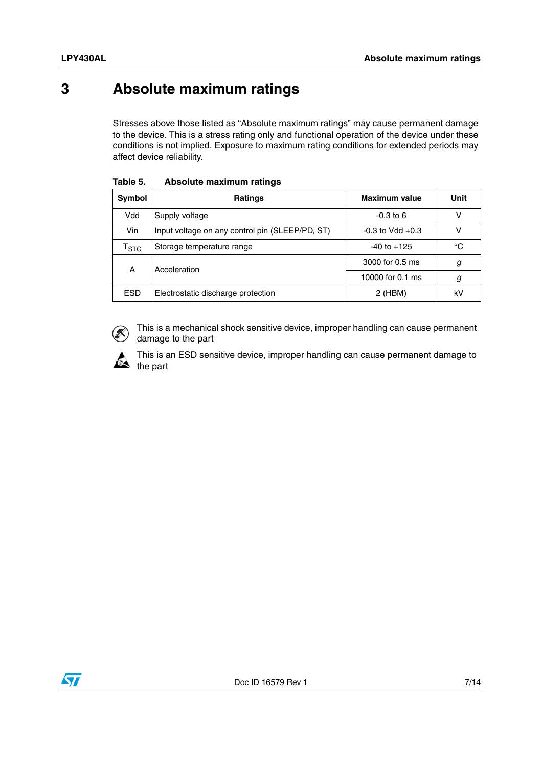# 3 Absolute maximum ratings

Stresses above those listed as “Absolute maximum ratings” may cause permanent damage to the device. This is a stress rating only and functional operation of the device under these conditions is not implied. Exposure to maximum rating conditions for extended periods may affect device reliability.

**Table 5. Absolute maximum ratings**

| Symbol | Ratings | Maximum value | Unit |
|---|---|---|---|
| Vdd | Supply voltage | -0.3 to 6 | V |
| Vin | Input voltage on any control pin (SLEEP/PD, ST) | -0.3 to Vdd +0.3 | V |
| $T_{STG}$ | Storage temperature range | -40 to +125 | °C |
| A | Acceleration | 3000 for 0.5 ms | *g* |
| | | 10000 for 0.1 ms | *g* |
| ESD | Electrostatic discharge protection | 2 (HBM) | kV |

This is a mechanical shock sensitive device, improper handling can cause permanent damage to the part

This is an ESD sensitive device, improper handling can cause permanent damage to the part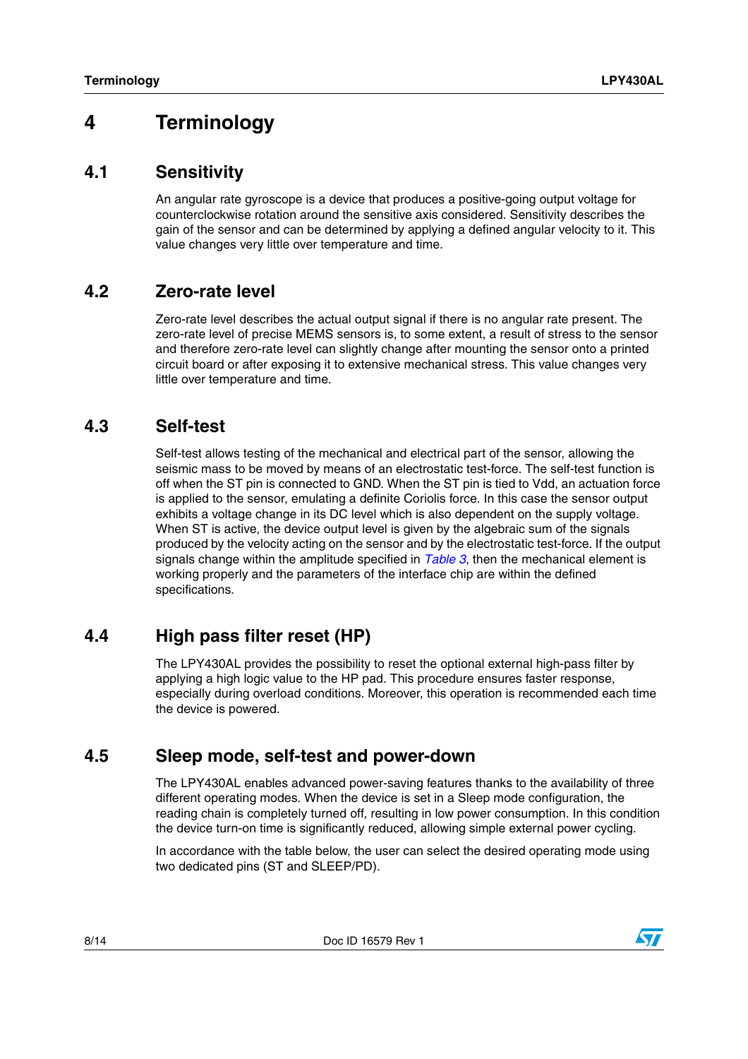# 4 Terminology

## 4.1 Sensitivity

An angular rate gyroscope is a device that produces a positive-going output voltage for counterclockwise rotation around the sensitive axis considered. Sensitivity describes the gain of the sensor and can be determined by applying a defined angular velocity to it. This value changes very little over temperature and time.

## 4.2 Zero-rate level

Zero-rate level describes the actual output signal if there is no angular rate present. The zero-rate level of precise MEMS sensors is, to some extent, a result of stress to the sensor and therefore zero-rate level can slightly change after mounting the sensor onto a printed circuit board or after exposing it to extensive mechanical stress. This value changes very little over temperature and time.

## 4.3 Self-test

Self-test allows testing of the mechanical and electrical part of the sensor, allowing the seismic mass to be moved by means of an electrostatic test-force. The self-test function is off when the ST pin is connected to GND. When the ST pin is tied to Vdd, an actuation force is applied to the sensor, emulating a definite Coriolis force. In this case the sensor output exhibits a voltage change in its DC level which is also dependent on the supply voltage. When ST is active, the device output level is given by the algebraic sum of the signals produced by the velocity acting on the sensor and by the electrostatic test-force. If the output signals change within the amplitude specified in *Table 3*, then the mechanical element is working properly and the parameters of the interface chip are within the defined specifications.

## 4.4 High pass filter reset (HP)

The LPY430AL provides the possibility to reset the optional external high-pass filter by applying a high logic value to the HP pad. This procedure ensures faster response, especially during overload conditions. Moreover, this operation is recommended each time the device is powered.

## 4.5 Sleep mode, self-test and power-down

The LPY430AL enables advanced power-saving features thanks to the availability of three different operating modes. When the device is set in a Sleep mode configuration, the reading chain is completely turned off, resulting in low power consumption. In this condition the device turn-on time is significantly reduced, allowing simple external power cycling.

In accordance with the table below, the user can select the desired operating mode using two dedicated pins (ST and SLEEP/PD).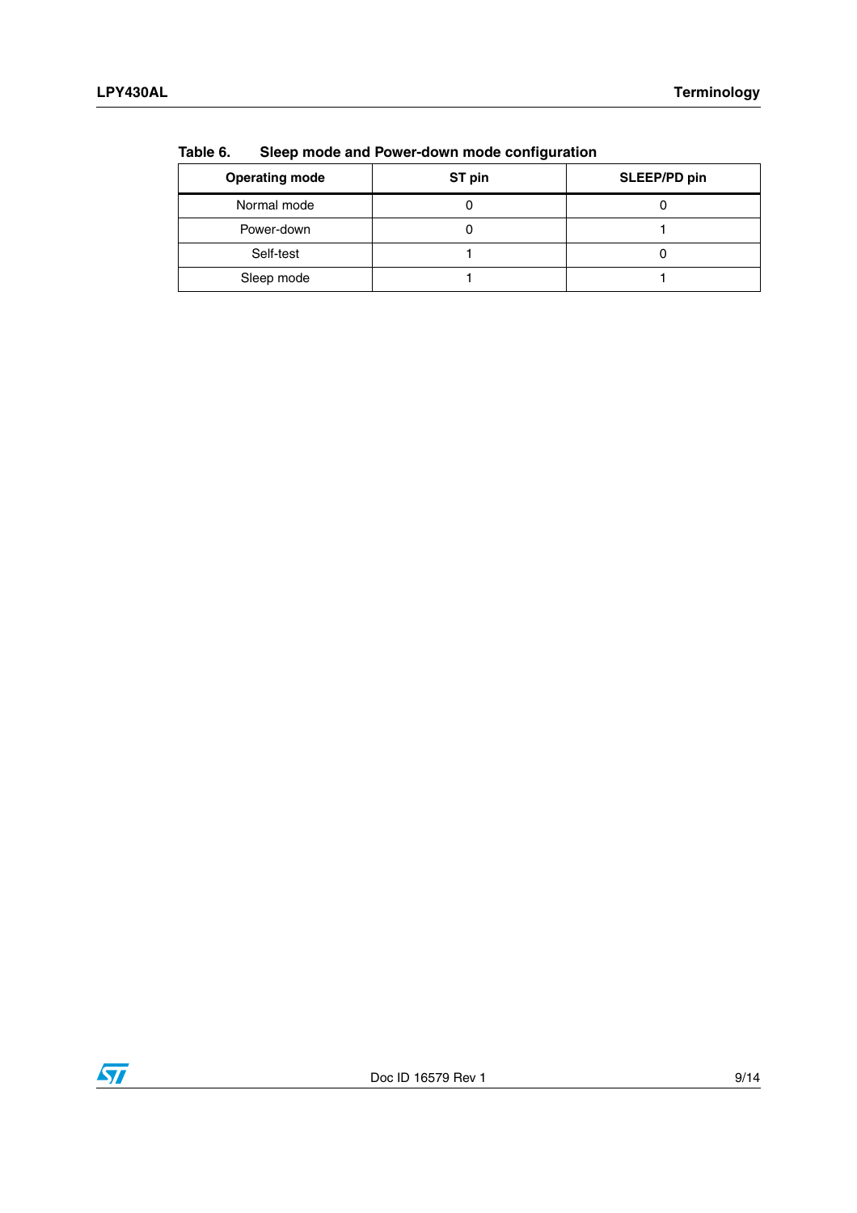Table 6. Sleep mode and Power-down mode configuration

| Operating mode | ST pin | SLEEP/PD pin |
| --- | --- | --- |
| Normal mode | 0 | 0 |
| Power-down | 0 | 1 |
| Self-test | 1 | 0 |
| Sleep mode | 1 | 1 |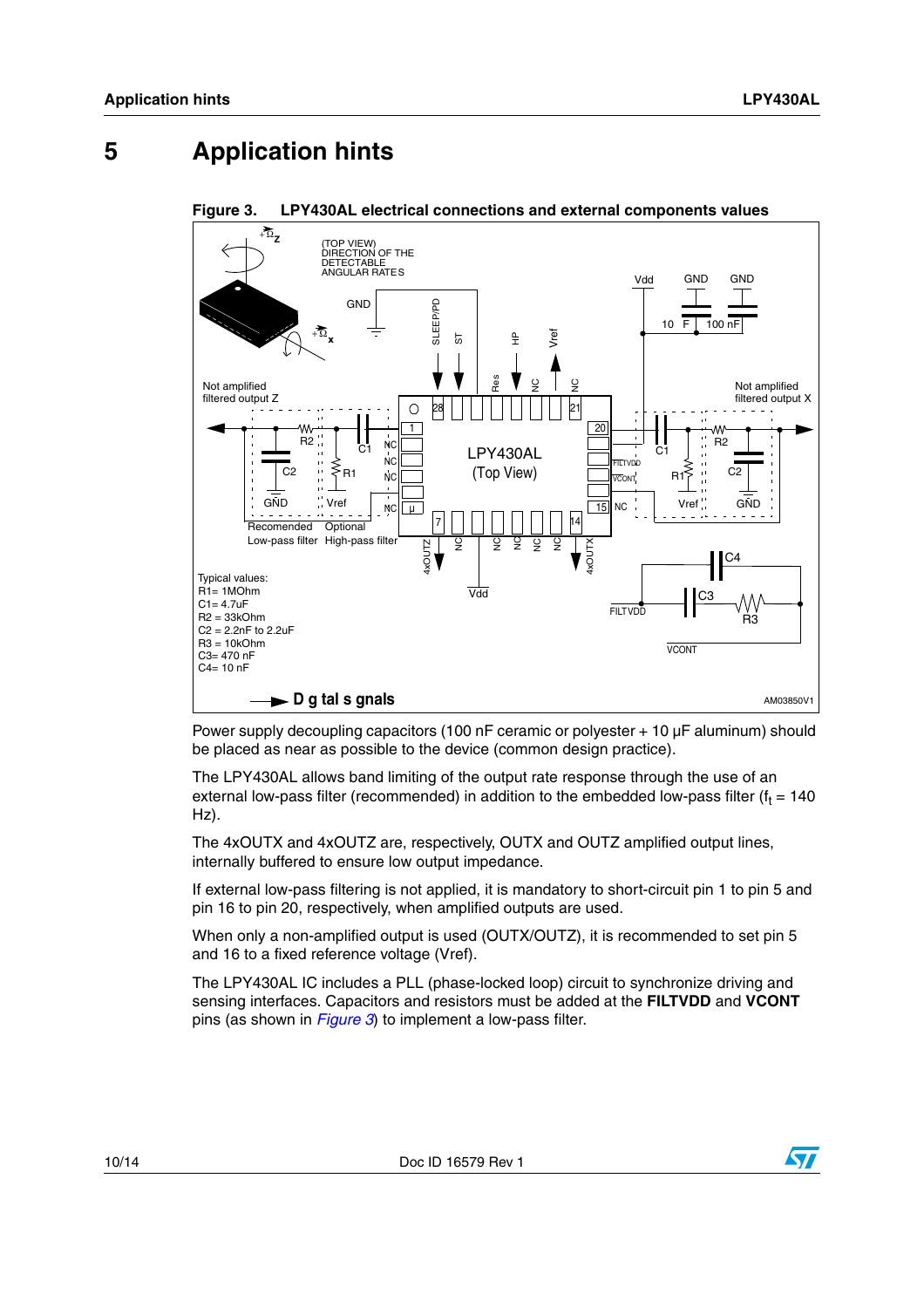# 5 Application hints

**Figure 3. LPY430AL electrical connections and external components values**

Power supply decoupling capacitors (100 nF ceramic or polyester + 10 µF aluminum) should be placed as near as possible to the device (common design practice).

The LPY430AL allows band limiting of the output rate response through the use of an external low-pass filter (recommended) in addition to the embedded low-pass filter ($f_t$ = 140 Hz).

The 4xOUTX and 4xOUTZ are, respectively, OUTX and OUTZ amplified output lines, internally buffered to ensure low output impedance.

If external low-pass filtering is not applied, it is mandatory to short-circuit pin 1 to pin 5 and pin 16 to pin 20, respectively, when amplified outputs are used.

When only a non-amplified output is used (OUTX/OUTZ), it is recommended to set pin 5 and 16 to a fixed reference voltage (Vref).

The LPY430AL IC includes a PLL (phase-locked loop) circuit to synchronize driving and sensing interfaces. Capacitors and resistors must be added at the **FILTVDD** and **VCONT** pins (as shown in *Figure 3*) to implement a low-pass filter.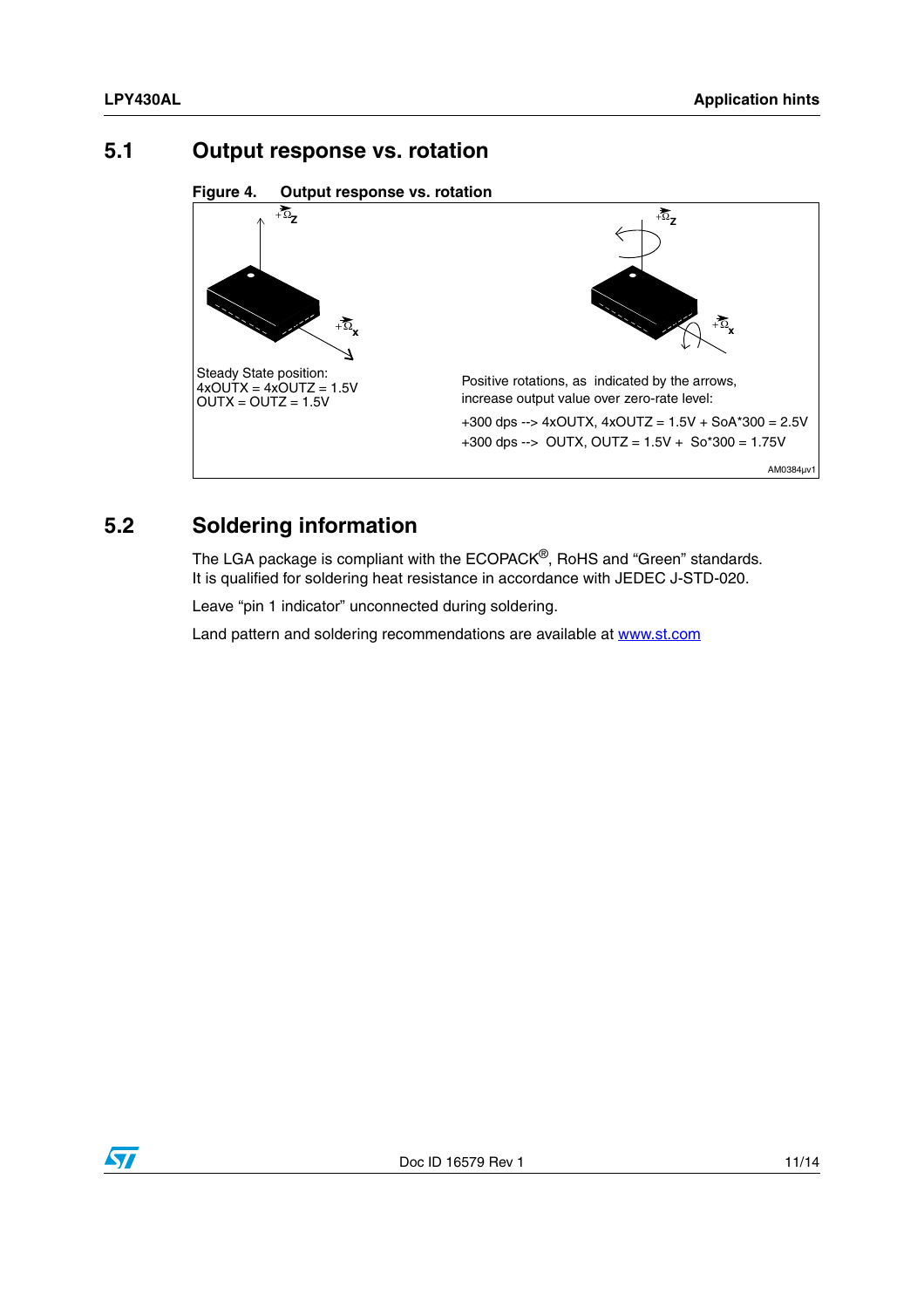## 5.1 Output response vs. rotation

**Figure 4. Output response vs. rotation**

Steady State position:
4xOUTX = 4xOUTZ = 1.5V
OUTX = OUTZ = 1.5V

Positive rotations, as indicated by the arrows, increase output value over zero-rate level:

+300 dps --> 4xOUTX, 4xOUTZ = 1.5V + SoA*300 = 2.5V

+300 dps --> OUTX, OUTZ = 1.5V + So*300 = 1.75V

## 5.2 Soldering information

The LGA package is compliant with the ECOPACK®, RoHS and "Green" standards. It is qualified for soldering heat resistance in accordance with JEDEC J-STD-020.

Leave "pin 1 indicator" unconnected during soldering.

Land pattern and soldering recommendations are available at www.st.com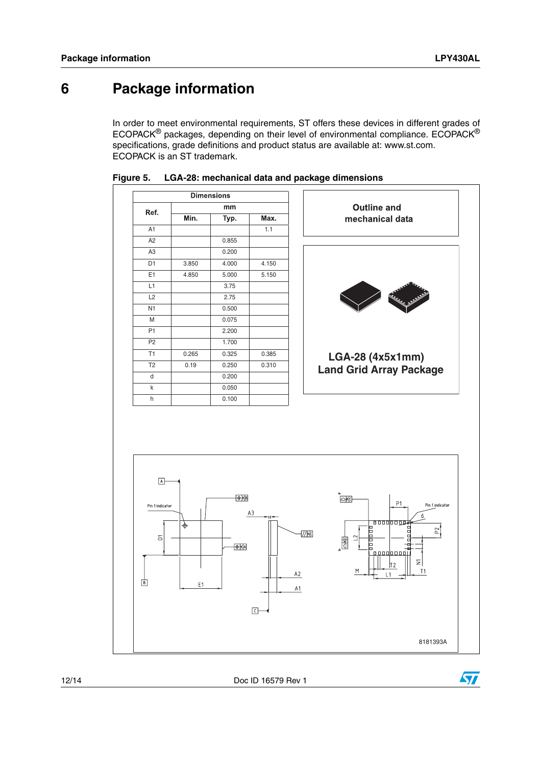# 6 Package information

In order to meet environmental requirements, ST offers these devices in different grades of ECOPACK® packages, depending on their level of environmental compliance. ECOPACK® specifications, grade definitions and product status are available at: www.st.com. ECOPACK is an ST trademark.

**Figure 5. LGA-28: mechanical data and package dimensions**

| Ref. | Dimensions (mm) | | |
|---|---|---|---|
| | Min. | Typ. | Max. |
| A1 | | | 1.1 |
| A2 | | 0.855 | |
| A3 | | 0.200 | |
| D1 | 3.850 | 4.000 | 4.150 |
| E1 | 4.850 | 5.000 | 5.150 |
| L1 | | 3.75 | |
| L2 | | 2.75 | |
| N1 | | 0.500 | |
| M | | 0.075 | |
| P1 | | 2.200 | |
| P2 | | 1.700 | |
| T1 | 0.265 | 0.325 | 0.385 |
| T2 | 0.19 | 0.250 | 0.310 |
| d | | 0.200 | |
| k | | 0.050 | |
| h | | 0.100 | |

Outline and mechanical data

LGA-28 (4x5x1mm)
Land Grid Array Package

8181393A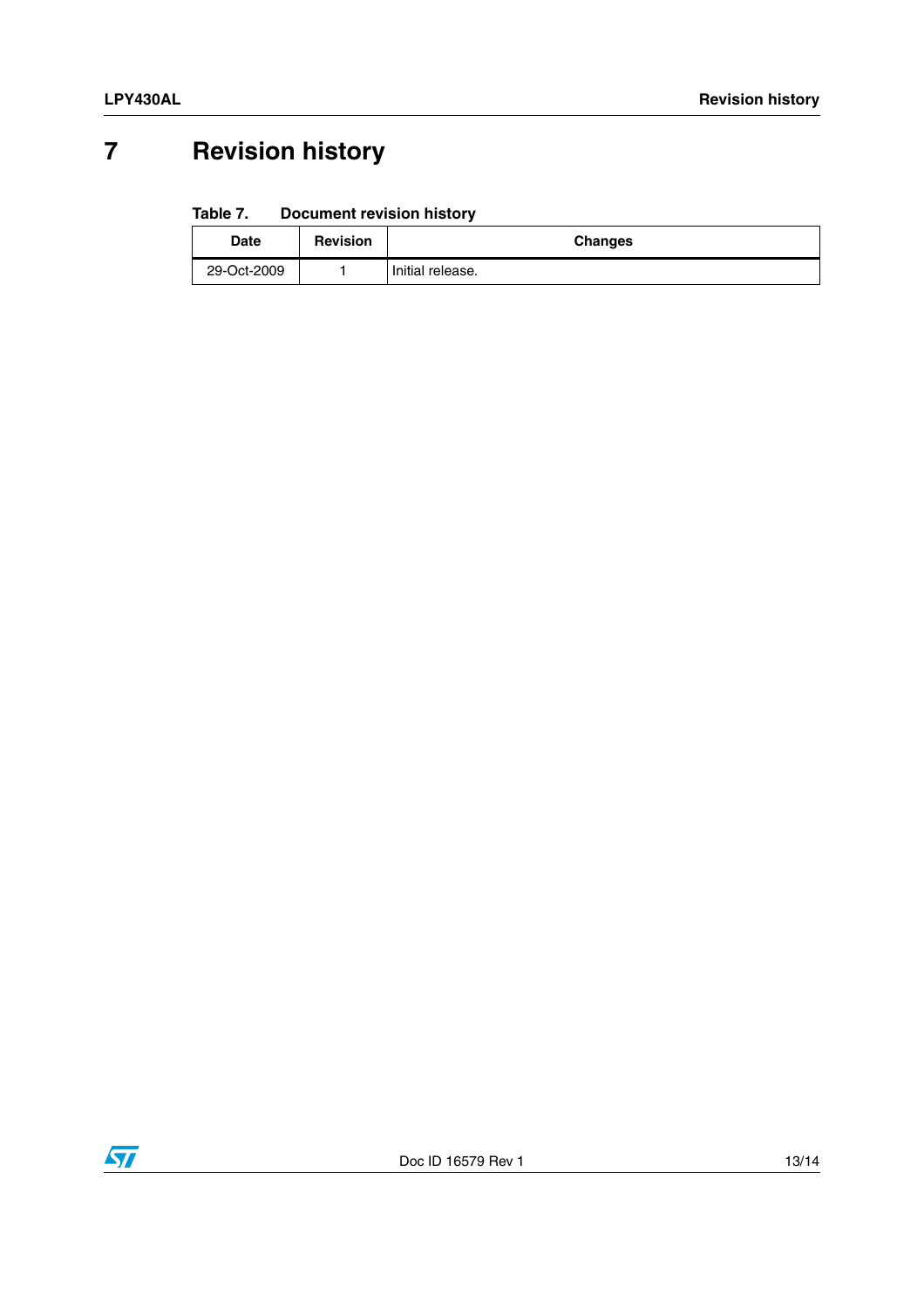# 7 Revision history

**Table 7. Document revision history**

| Date | Revision | Changes |
|---|---|---|
| 29-Oct-2009 | 1 | Initial release. |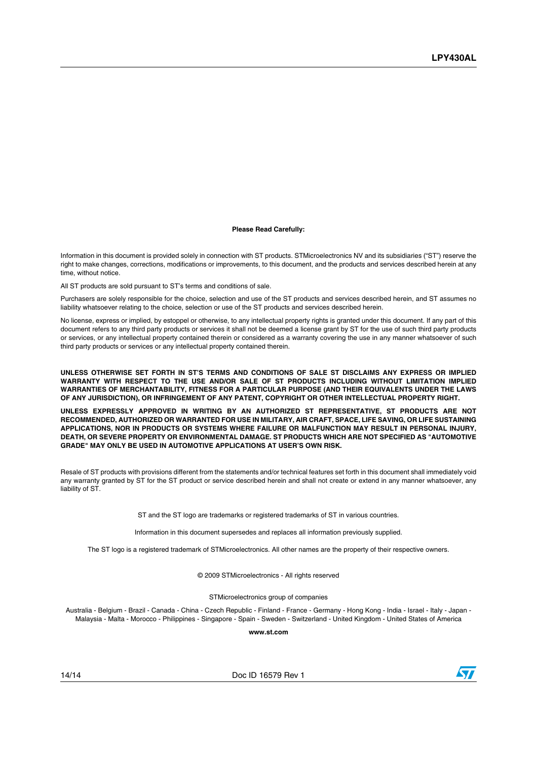**Please Read Carefully:**

Information in this document is provided solely in connection with ST products. STMicroelectronics NV and its subsidiaries ("ST") reserve the right to make changes, corrections, modifications or improvements, to this document, and the products and services described herein at any time, without notice.

All ST products are sold pursuant to ST's terms and conditions of sale.

Purchasers are solely responsible for the choice, selection and use of the ST products and services described herein, and ST assumes no liability whatsoever relating to the choice, selection or use of the ST products and services described herein.

No license, express or implied, by estoppel or otherwise, to any intellectual property rights is granted under this document. If any part of this document refers to any third party products or services it shall not be deemed a license grant by ST for the use of such third party products or services, or any intellectual property contained therein or considered as a warranty covering the use in any manner whatsoever of such third party products or services or any intellectual property contained therein.

**UNLESS OTHERWISE SET FORTH IN ST'S TERMS AND CONDITIONS OF SALE ST DISCLAIMS ANY EXPRESS OR IMPLIED WARRANTY WITH RESPECT TO THE USE AND/OR SALE OF ST PRODUCTS INCLUDING WITHOUT LIMITATION IMPLIED WARRANTIES OF MERCHANTABILITY, FITNESS FOR A PARTICULAR PURPOSE (AND THEIR EQUIVALENTS UNDER THE LAWS OF ANY JURISDICTION), OR INFRINGEMENT OF ANY PATENT, COPYRIGHT OR OTHER INTELLECTUAL PROPERTY RIGHT.**

**UNLESS EXPRESSLY APPROVED IN WRITING BY AN AUTHORIZED ST REPRESENTATIVE, ST PRODUCTS ARE NOT RECOMMENDED, AUTHORIZED OR WARRANTED FOR USE IN MILITARY, AIR CRAFT, SPACE, LIFE SAVING, OR LIFE SUSTAINING APPLICATIONS, NOR IN PRODUCTS OR SYSTEMS WHERE FAILURE OR MALFUNCTION MAY RESULT IN PERSONAL INJURY, DEATH, OR SEVERE PROPERTY OR ENVIRONMENTAL DAMAGE. ST PRODUCTS WHICH ARE NOT SPECIFIED AS "AUTOMOTIVE GRADE" MAY ONLY BE USED IN AUTOMOTIVE APPLICATIONS AT USER'S OWN RISK.**

Resale of ST products with provisions different from the statements and/or technical features set forth in this document shall immediately void any warranty granted by ST for the ST product or service described herein and shall not create or extend in any manner whatsoever, any liability of ST.

ST and the ST logo are trademarks or registered trademarks of ST in various countries.

Information in this document supersedes and replaces all information previously supplied.

The ST logo is a registered trademark of STMicroelectronics. All other names are the property of their respective owners.

© 2009 STMicroelectronics - All rights reserved

STMicroelectronics group of companies

Australia - Belgium - Brazil - Canada - China - Czech Republic - Finland - France - Germany - Hong Kong - India - Israel - Italy - Japan - Malaysia - Malta - Morocco - Philippines - Singapore - Spain - Sweden - Switzerland - United Kingdom - United States of America

**www.st.com**